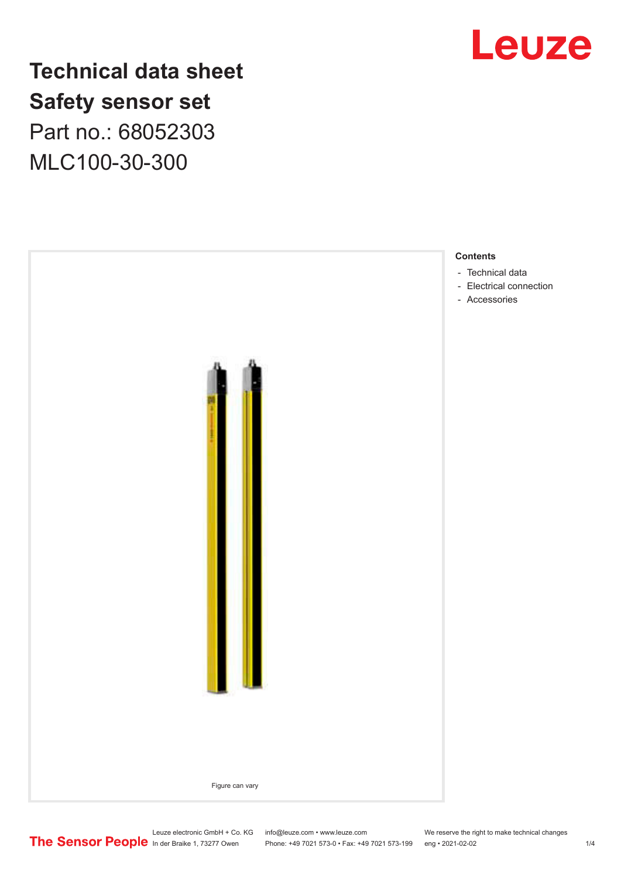# Technical data sheet
# Safety sensor set

Part no.: 68052303

MLC100-30-300

Leuze

Figure can vary

**Contents**

- Technical data
- Electrical connection
- Accessories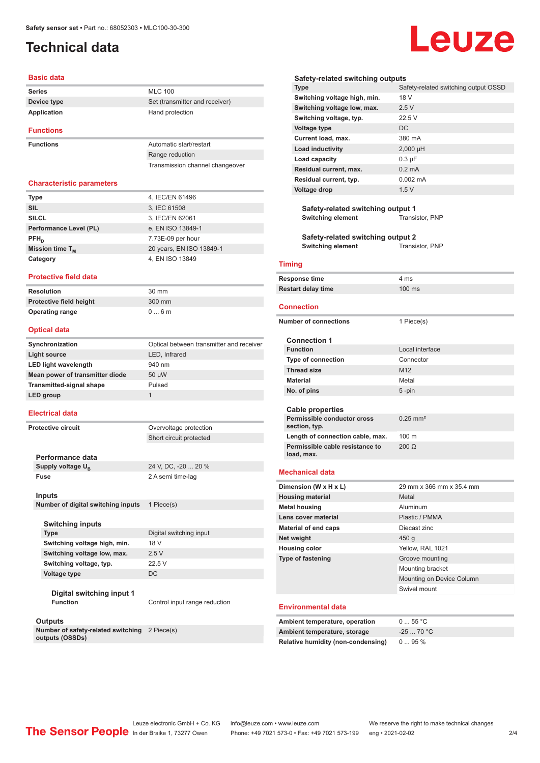# Technical data

## Basic data

| | |
|---|---|
| **Series** | MLC 100 |
| **Device type** | Set (transmitter and receiver) |
| **Application** | Hand protection |

## Functions

| | |
|---|---|
| **Functions** | Automatic start/restart |
| | Range reduction |
| | Transmission channel changeover |

## Characteristic parameters

| | |
|---|---|
| **Type** | 4, IEC/EN 61496 |
| **SIL** | 3, IEC 61508 |
| **SILCL** | 3, IEC/EN 62061 |
| **Performance Level (PL)** | e, EN ISO 13849-1 |
| **$PFH_D$** | 7.73E-09 per hour |
| **Mission time $T_M$** | 20 years, EN ISO 13849-1 |
| **Category** | 4, EN ISO 13849 |

## Protective field data

| | |
|---|---|
| **Resolution** | 30 mm |
| **Protective field height** | 300 mm |
| **Operating range** | 0 ... 6 m |

## Optical data

| | |
|---|---|
| **Synchronization** | Optical between transmitter and receiver |
| **Light source** | LED, Infrared |
| **LED light wavelength** | 940 nm |
| **Mean power of transmitter diode** | 50 µW |
| **Transmitted-signal shape** | Pulsed |
| **LED group** | 1 |

## Electrical data

| | |
|---|---|
| **Protective circuit** | Overvoltage protection |
| | Short circuit protected |

### Performance data

| | |
|---|---|
| **Supply voltage $U_B$** | 24 V, DC, -20 ... 20 % |
| **Fuse** | 2 A semi time-lag |

### Inputs

| | |
|---|---|
| **Number of digital switching inputs** | 1 Piece(s) |

#### Switching inputs

| | |
|---|---|
| **Type** | Digital switching input |
| **Switching voltage high, min.** | 18 V |
| **Switching voltage low, max.** | 2.5 V |
| **Switching voltage, typ.** | 22.5 V |
| **Voltage type** | DC |

##### Digital switching input 1

| | |
|---|---|
| **Function** | Control input range reduction |

### Outputs

| | |
|---|---|
| **Number of safety-related switching outputs (OSSDs)** | 2 Piece(s) |

#### Safety-related switching outputs

| | |
|---|---|
| **Type** | Safety-related switching output OSSD |
| **Switching voltage high, min.** | 18 V |
| **Switching voltage low, max.** | 2.5 V |
| **Switching voltage, typ.** | 22.5 V |
| **Voltage type** | DC |
| **Current load, max.** | 380 mA |
| **Load inductivity** | 2,000 µH |
| **Load capacity** | 0.3 µF |
| **Residual current, max.** | 0.2 mA |
| **Residual current, typ.** | 0.002 mA |
| **Voltage drop** | 1.5 V |

##### Safety-related switching output 1

| | |
|---|---|
| **Switching element** | Transistor, PNP |

##### Safety-related switching output 2

| | |
|---|---|
| **Switching element** | Transistor, PNP |

## Timing

| | |
|---|---|
| **Response time** | 4 ms |
| **Restart delay time** | 100 ms |

## Connection

| | |
|---|---|
| **Number of connections** | 1 Piece(s) |

### Connection 1

| | |
|---|---|
| **Function** | Local interface |
| **Type of connection** | Connector |
| **Thread size** | M12 |
| **Material** | Metal |
| **No. of pins** | 5 -pin |

### Cable properties

| | |
|---|---|
| **Permissible conductor cross section, typ.** | 0.25 mm² |
| **Length of connection cable, max.** | 100 m |
| **Permissible cable resistance to load, max.** | 200 Ω |

## Mechanical data

| | |
|---|---|
| **Dimension (W x H x L)** | 29 mm x 366 mm x 35.4 mm |
| **Housing material** | Metal |
| **Metal housing** | Aluminum |
| **Lens cover material** | Plastic / PMMA |
| **Material of end caps** | Diecast zinc |
| **Net weight** | 450 g |
| **Housing color** | Yellow, RAL 1021 |
| **Type of fastening** | Groove mounting |
| | Mounting bracket |
| | Mounting on Device Column |
| | Swivel mount |

## Environmental data

| | |
|---|---|
| **Ambient temperature, operation** | 0 ... 55 °C |
| **Ambient temperature, storage** | -25 ... 70 °C |
| **Relative humidity (non-condensing)** | 0 ... 95 % |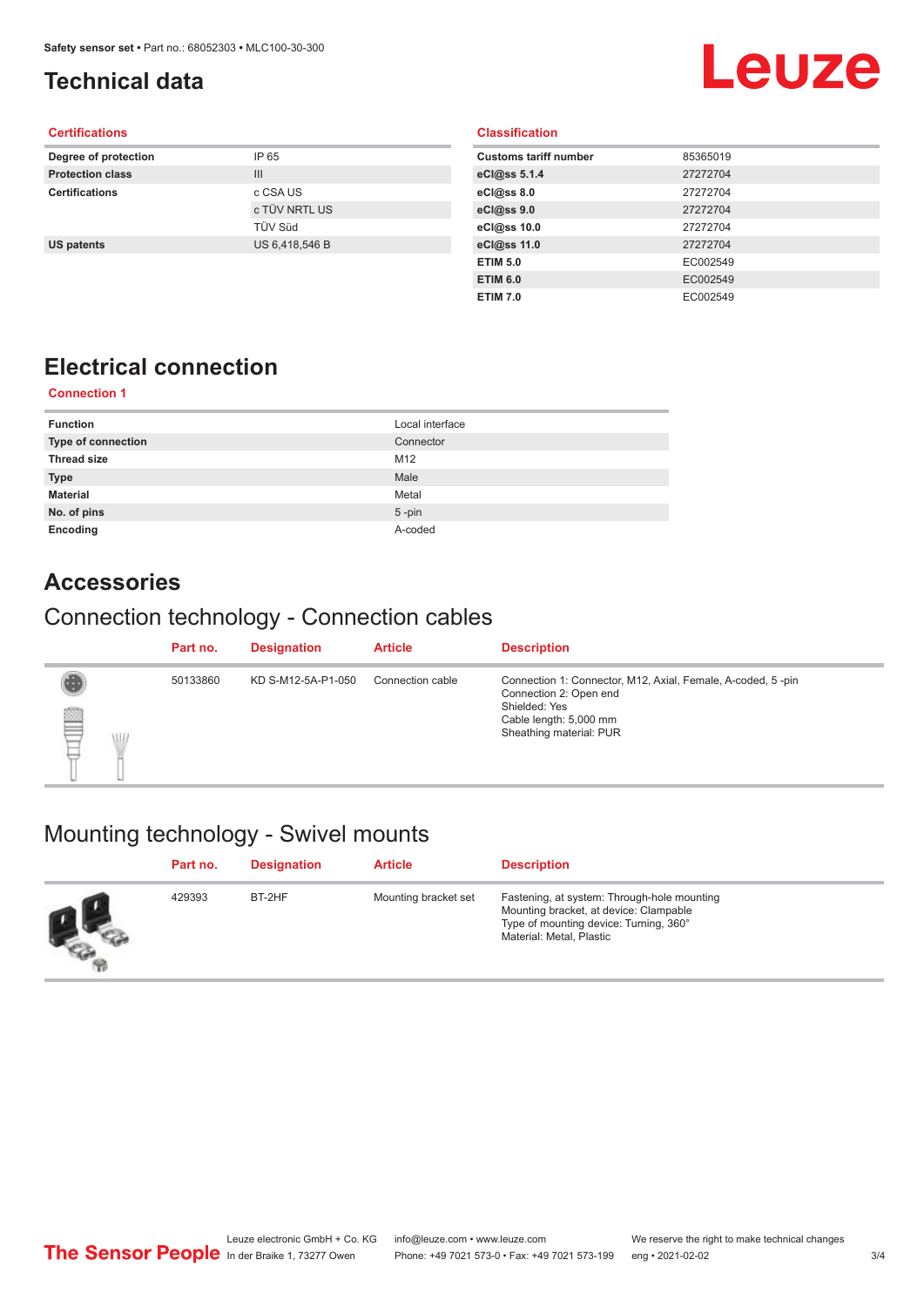# Technical data

## Certifications

| | |
|---|---|
| **Degree of protection** | IP 65 |
| **Protection class** | III |
| **Certifications** | c CSA US |
| | c TÜV NRTL US |
| | TÜV Süd |
| **US patents** | US 6,418,546 B |

## Classification

| | |
|---|---|
| **Customs tariff number** | 85365019 |
| **eCl@ss 5.1.4** | 27272704 |
| **eCl@ss 8.0** | 27272704 |
| **eCl@ss 9.0** | 27272704 |
| **eCl@ss 10.0** | 27272704 |
| **eCl@ss 11.0** | 27272704 |
| **ETIM 5.0** | EC002549 |
| **ETIM 6.0** | EC002549 |
| **ETIM 7.0** | EC002549 |

# Electrical connection

## Connection 1

| | |
|---|---|
| **Function** | Local interface |
| **Type of connection** | Connector |
| **Thread size** | M12 |
| **Type** | Male |
| **Material** | Metal |
| **No. of pins** | 5 -pin |
| **Encoding** | A-coded |

# Accessories

## Connection technology - Connection cables

| Part no. | Designation | Article | Description |
|---|---|---|---|
| 50133860 | KD S-M12-5A-P1-050 | Connection cable | Connection 1: Connector, M12, Axial, Female, A-coded, 5 -pin<br>Connection 2: Open end<br>Shielded: Yes<br>Cable length: 5,000 mm<br>Sheathing material: PUR |

## Mounting technology - Swivel mounts

| Part no. | Designation | Article | Description |
|---|---|---|---|
| 429393 | BT-2HF | Mounting bracket set | Fastening, at system: Through-hole mounting<br>Mounting bracket, at device: Clampable<br>Type of mounting device: Turning, 360°<br>Material: Metal, Plastic |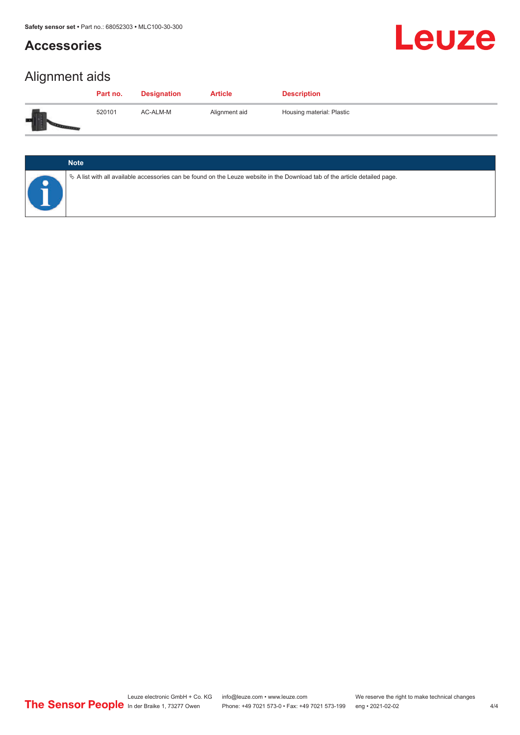## Accessories

### Alignment aids

| | Part no. | Designation | Article | Description |
|---|---|---|---|---|
| | 520101 | AC-ALM-M | Alignment aid | Housing material: Plastic |

**Note**

✎ A list with all available accessories can be found on the Leuze website in the Download tab of the article detailed page.